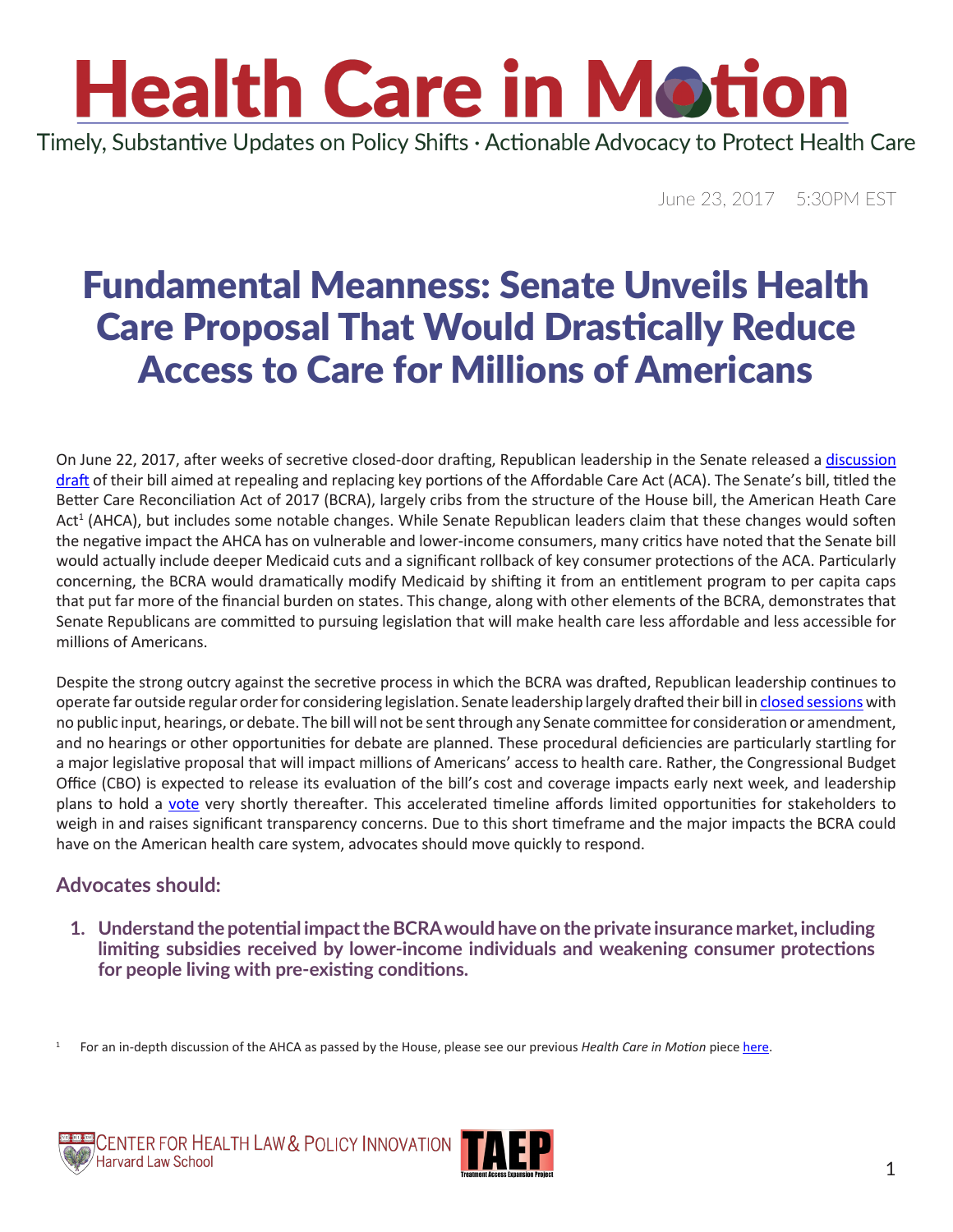# Health Care in Motion

Timely, Substantive Updates on Policy Shifts · Actionable Advocacy to Protect Health Care

June 23, 2017 5:30PM EST

## Fundamental Meanness: Senate Unveils Health Care Proposal That Would Drastically Reduce Access to Care for Millions of Americans

On June 22, 2017, after weeks of secretive closed-door drafting, Republican leadership in the Senate released a discussion draft of their bill aimed at repealing and replacing key portions of the Affordable Care Act (ACA). The Senate's bill, titled the Better Care Reconciliation Act of 2017 (BCRA), largely cribs from the structure of the House bill, the American Heath Care Act[1] (AHCA), but includes some notable changes. While Senate Republican leaders claim that these changes would soften the negative impact the AHCA has on vulnerable and lower-income consumers, many critics have noted that the Senate bill would actually include deeper Medicaid cuts and a significant rollback of key consumer protections of the ACA. Particularly concerning, the BCRA would dramatically modify Medicaid by shifting it from an entitlement program to per capita caps that put far more of the financial burden on states. This change, along with other elements of the BCRA, demonstrates that Senate Republicans are committed to pursuing legislation that will make health care less affordable and less accessible for millions of Americans.

Despite the strong outcry against the secretive process in which the BCRA was drafted, Republican leadership continues to operate far outside regular order for considering legislation. Senate leadership largely drafted their bill in closed sessions with no public input, hearings, or debate. The bill will not be sent through any Senate committee for consideration or amendment, and no hearings or other opportunities for debate are planned. These procedural deficiencies are particularly startling for a major legislative proposal that will impact millions of Americans' access to health care. Rather, the Congressional Budget Office (CBO) is expected to release its evaluation of the bill's cost and coverage impacts early next week, and leadership plans to hold a vote very shortly thereafter. This accelerated timeline affords limited opportunities for stakeholders to weigh in and raises significant transparency concerns. Due to this short timeframe and the major impacts the BCRA could have on the American health care system, advocates should move quickly to respond.

### Advocates should:

1. **Understand the potential impact the BCRA would have on the private insurance market, including limiting subsidies received by lower-income individuals and weakening consumer protections for people living with pre-existing conditions.**

[1] For an in-depth discussion of the AHCA as passed by the House, please see our previous *Health Care in Motion* piece here.

Center for Health Law & Policy Innovation, Harvard Law School

TAEP Treatment Access Expansion Project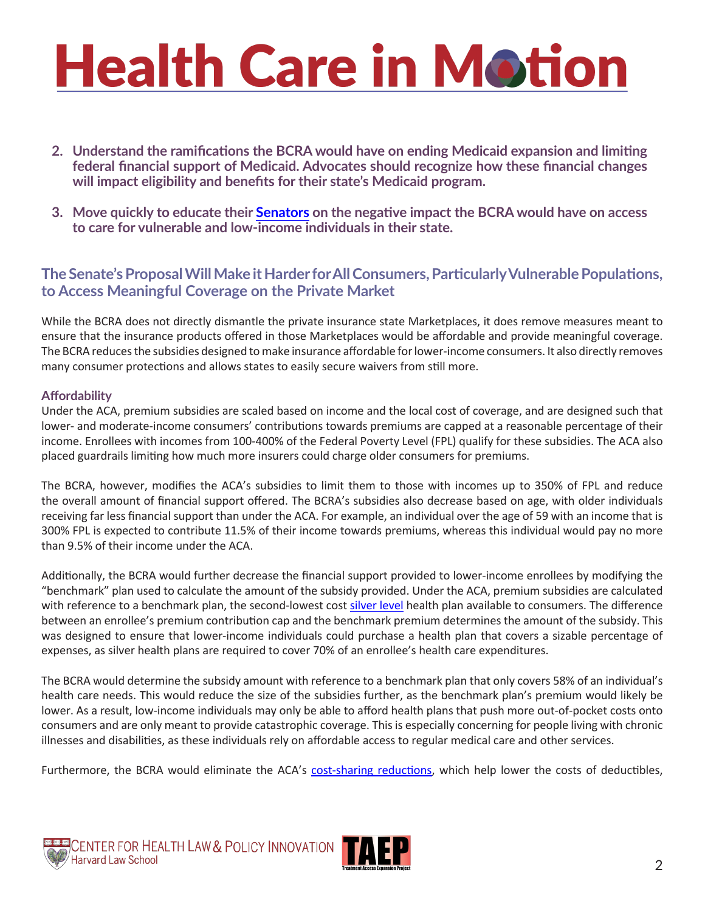2. **Understand the ramifications the BCRA would have on ending Medicaid expansion and limiting federal financial support of Medicaid. Advocates should recognize how these financial changes will impact eligibility and benefits for their state's Medicaid program.**

3. **Move quickly to educate their Senators on the negative impact the BCRA would have on access to care for vulnerable and low-income individuals in their state.**

## The Senate's Proposal Will Make it Harder for All Consumers, Particularly Vulnerable Populations, to Access Meaningful Coverage on the Private Market

While the BCRA does not directly dismantle the private insurance state Marketplaces, it does remove measures meant to ensure that the insurance products offered in those Marketplaces would be affordable and provide meaningful coverage. The BCRA reduces the subsidies designed to make insurance affordable for lower-income consumers. It also directly removes many consumer protections and allows states to easily secure waivers from still more.

### Affordability

Under the ACA, premium subsidies are scaled based on income and the local cost of coverage, and are designed such that lower- and moderate-income consumers' contributions towards premiums are capped at a reasonable percentage of their income. Enrollees with incomes from 100-400% of the Federal Poverty Level (FPL) qualify for these subsidies. The ACA also placed guardrails limiting how much more insurers could charge older consumers for premiums.

The BCRA, however, modifies the ACA's subsidies to limit them to those with incomes up to 350% of FPL and reduce the overall amount of financial support offered. The BCRA's subsidies also decrease based on age, with older individuals receiving far less financial support than under the ACA. For example, an individual over the age of 59 with an income that is 300% FPL is expected to contribute 11.5% of their income towards premiums, whereas this individual would pay no more than 9.5% of their income under the ACA.

Additionally, the BCRA would further decrease the financial support provided to lower-income enrollees by modifying the "benchmark" plan used to calculate the amount of the subsidy provided. Under the ACA, premium subsidies are calculated with reference to a benchmark plan, the second-lowest cost silver level health plan available to consumers. The difference between an enrollee's premium contribution cap and the benchmark premium determines the amount of the subsidy. This was designed to ensure that lower-income individuals could purchase a health plan that covers a sizable percentage of expenses, as silver health plans are required to cover 70% of an enrollee's health care expenditures.

The BCRA would determine the subsidy amount with reference to a benchmark plan that only covers 58% of an individual's health care needs. This would reduce the size of the subsidies further, as the benchmark plan's premium would likely be lower. As a result, low-income individuals may only be able to afford health plans that push more out-of-pocket costs onto consumers and are only meant to provide catastrophic coverage. This is especially concerning for people living with chronic illnesses and disabilities, as these individuals rely on affordable access to regular medical care and other services.

Furthermore, the BCRA would eliminate the ACA's cost-sharing reductions, which help lower the costs of deductibles,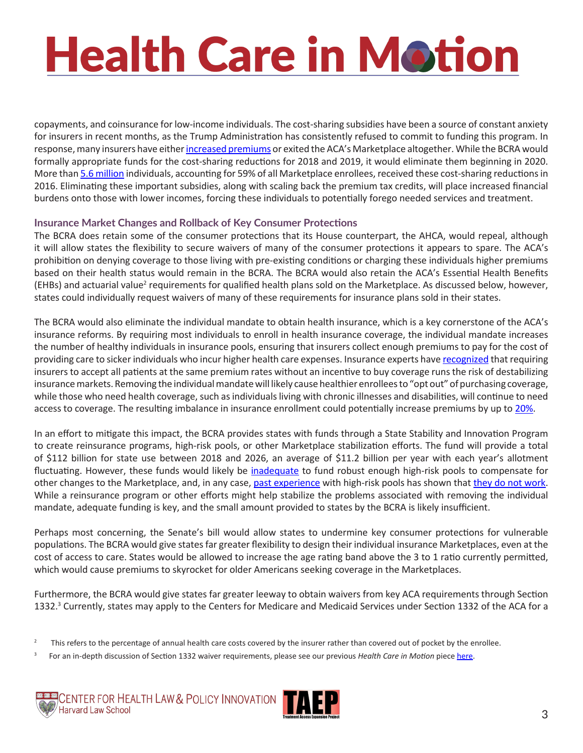copayments, and coinsurance for low-income individuals. The cost-sharing subsidies have been a source of constant anxiety for insurers in recent months, as the Trump Administration has consistently refused to commit to funding this program. In response, many insurers have either increased premiums or exited the ACA's Marketplace altogether. While the BCRA would formally appropriate funds for the cost-sharing reductions for 2018 and 2019, it would eliminate them beginning in 2020. More than 5.6 million individuals, accounting for 59% of all Marketplace enrollees, received these cost-sharing reductions in 2016. Eliminating these important subsidies, along with scaling back the premium tax credits, will place increased financial burdens onto those with lower incomes, forcing these individuals to potentially forego needed services and treatment.

### Insurance Market Changes and Rollback of Key Consumer Protections

The BCRA does retain some of the consumer protections that its House counterpart, the AHCA, would repeal, although it will allow states the flexibility to secure waivers of many of the consumer protections it appears to spare. The ACA's prohibition on denying coverage to those living with pre-existing conditions or charging these individuals higher premiums based on their health status would remain in the BCRA. The BCRA would also retain the ACA's Essential Health Benefits (EHBs) and actuarial value[2] requirements for qualified health plans sold on the Marketplace. As discussed below, however, states could individually request waivers of many of these requirements for insurance plans sold in their states.

The BCRA would also eliminate the individual mandate to obtain health insurance, which is a key cornerstone of the ACA's insurance reforms. By requiring most individuals to enroll in health insurance coverage, the individual mandate increases the number of healthy individuals in insurance pools, ensuring that insurers collect enough premiums to pay for the cost of providing care to sicker individuals who incur higher health care expenses. Insurance experts have recognized that requiring insurers to accept all patients at the same premium rates without an incentive to buy coverage runs the risk of destabilizing insurance markets. Removing the individual mandate will likely cause healthier enrollees to "opt out" of purchasing coverage, while those who need health coverage, such as individuals living with chronic illnesses and disabilities, will continue to need access to coverage. The resulting imbalance in insurance enrollment could potentially increase premiums by up to 20%.

In an effort to mitigate this impact, the BCRA provides states with funds through a State Stability and Innovation Program to create reinsurance programs, high-risk pools, or other Marketplace stabilization efforts. The fund will provide a total of $112 billion for state use between 2018 and 2026, an average of $11.2 billion per year with each year's allotment fluctuating. However, these funds would likely be inadequate to fund robust enough high-risk pools to compensate for other changes to the Marketplace, and, in any case, past experience with high-risk pools has shown that they do not work. While a reinsurance program or other efforts might help stabilize the problems associated with removing the individual mandate, adequate funding is key, and the small amount provided to states by the BCRA is likely insufficient.

Perhaps most concerning, the Senate's bill would allow states to undermine key consumer protections for vulnerable populations. The BCRA would give states far greater flexibility to design their individual insurance Marketplaces, even at the cost of access to care. States would be allowed to increase the age rating band above the 3 to 1 ratio currently permitted, which would cause premiums to skyrocket for older Americans seeking coverage in the Marketplaces.

Furthermore, the BCRA would give states far greater leeway to obtain waivers from key ACA requirements through Section 1332.[3] Currently, states may apply to the Centers for Medicare and Medicaid Services under Section 1332 of the ACA for a

[2] This refers to the percentage of annual health care costs covered by the insurer rather than covered out of pocket by the enrollee.

[3] For an in-depth discussion of Section 1332 waiver requirements, please see our previous *Health Care in Motion* piece here.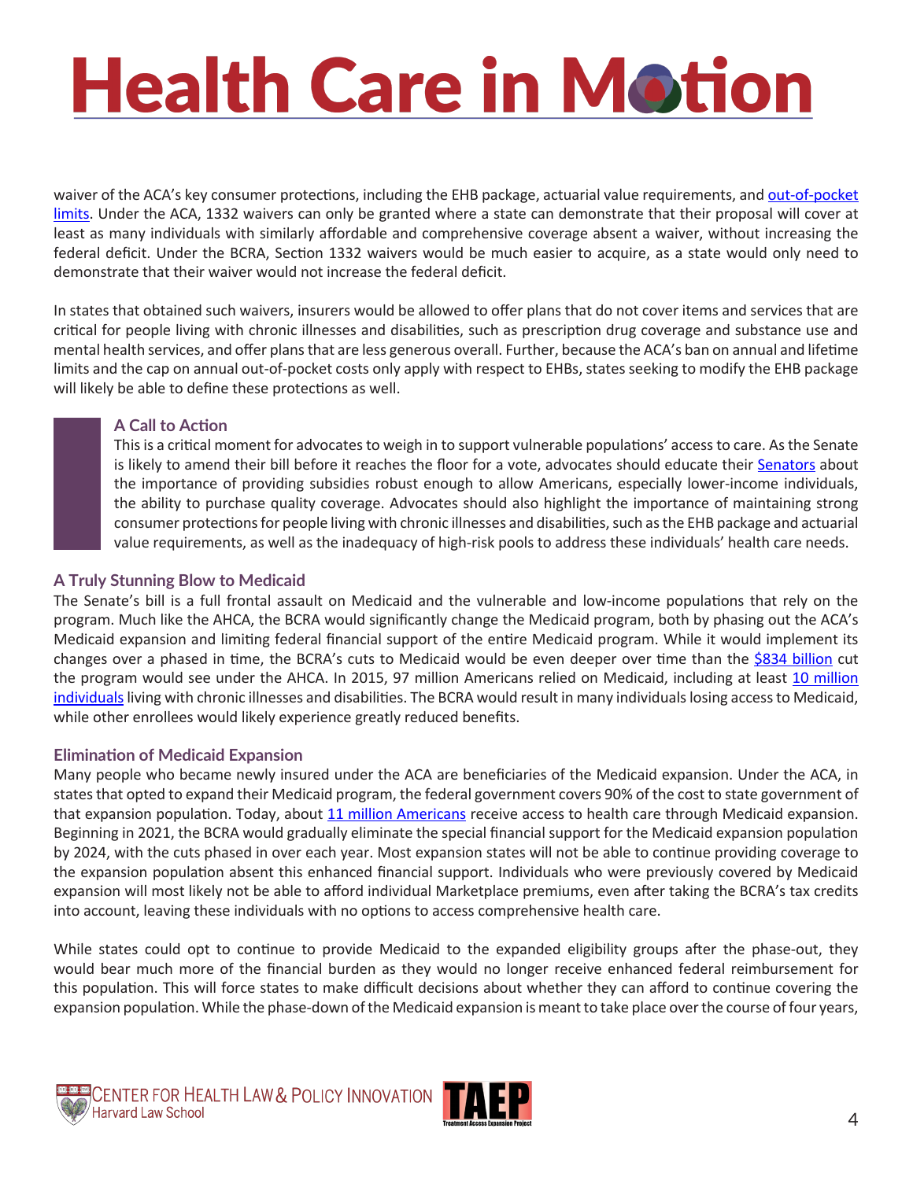waiver of the ACA's key consumer protections, including the EHB package, actuarial value requirements, and out-of-pocket limits. Under the ACA, 1332 waivers can only be granted where a state can demonstrate that their proposal will cover at least as many individuals with similarly affordable and comprehensive coverage absent a waiver, without increasing the federal deficit. Under the BCRA, Section 1332 waivers would be much easier to acquire, as a state would only need to demonstrate that their waiver would not increase the federal deficit.

In states that obtained such waivers, insurers would be allowed to offer plans that do not cover items and services that are critical for people living with chronic illnesses and disabilities, such as prescription drug coverage and substance use and mental health services, and offer plans that are less generous overall. Further, because the ACA's ban on annual and lifetime limits and the cap on annual out-of-pocket costs only apply with respect to EHBs, states seeking to modify the EHB package will likely be able to define these protections as well.

### A Call to Action

This is a critical moment for advocates to weigh in to support vulnerable populations' access to care. As the Senate is likely to amend their bill before it reaches the floor for a vote, advocates should educate their Senators about the importance of providing subsidies robust enough to allow Americans, especially lower-income individuals, the ability to purchase quality coverage. Advocates should also highlight the importance of maintaining strong consumer protections for people living with chronic illnesses and disabilities, such as the EHB package and actuarial value requirements, as well as the inadequacy of high-risk pools to address these individuals' health care needs.

### A Truly Stunning Blow to Medicaid

The Senate's bill is a full frontal assault on Medicaid and the vulnerable and low-income populations that rely on the program. Much like the AHCA, the BCRA would significantly change the Medicaid program, both by phasing out the ACA's Medicaid expansion and limiting federal financial support of the entire Medicaid program. While it would implement its changes over a phased in time, the BCRA's cuts to Medicaid would be even deeper over time than the $834 billion cut the program would see under the AHCA. In 2015, 97 million Americans relied on Medicaid, including at least 10 million individuals living with chronic illnesses and disabilities. The BCRA would result in many individuals losing access to Medicaid, while other enrollees would likely experience greatly reduced benefits.

### Elimination of Medicaid Expansion

Many people who became newly insured under the ACA are beneficiaries of the Medicaid expansion. Under the ACA, in states that opted to expand their Medicaid program, the federal government covers 90% of the cost to state government of that expansion population. Today, about 11 million Americans receive access to health care through Medicaid expansion. Beginning in 2021, the BCRA would gradually eliminate the special financial support for the Medicaid expansion population by 2024, with the cuts phased in over each year. Most expansion states will not be able to continue providing coverage to the expansion population absent this enhanced financial support. Individuals who were previously covered by Medicaid expansion will most likely not be able to afford individual Marketplace premiums, even after taking the BCRA's tax credits into account, leaving these individuals with no options to access comprehensive health care.

While states could opt to continue to provide Medicaid to the expanded eligibility groups after the phase-out, they would bear much more of the financial burden as they would no longer receive enhanced federal reimbursement for this population. This will force states to make difficult decisions about whether they can afford to continue covering the expansion population. While the phase-down of the Medicaid expansion is meant to take place over the course of four years,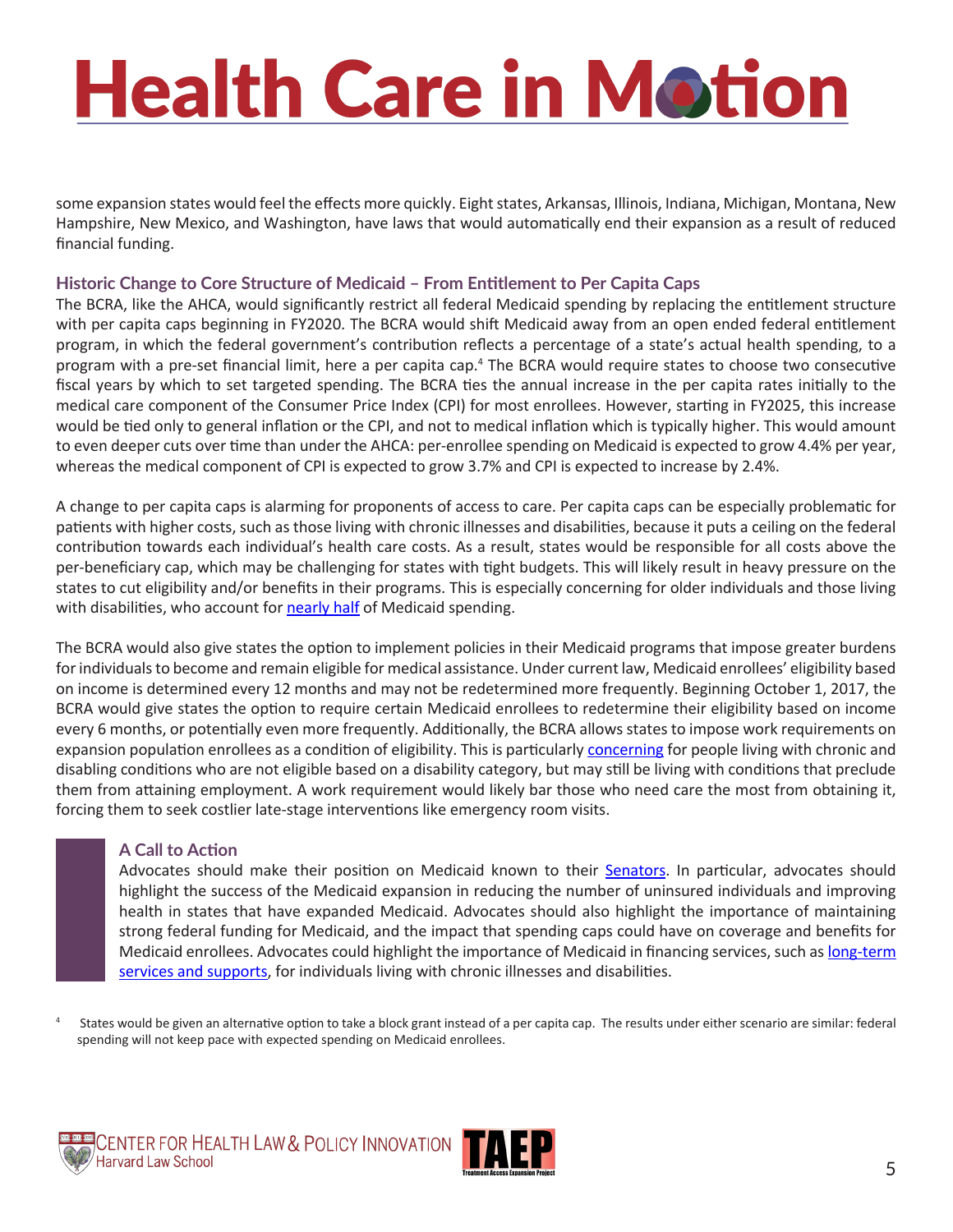some expansion states would feel the effects more quickly. Eight states, Arkansas, Illinois, Indiana, Michigan, Montana, New Hampshire, New Mexico, and Washington, have laws that would automatically end their expansion as a result of reduced financial funding.

### Historic Change to Core Structure of Medicaid – From Entitlement to Per Capita Caps

The BCRA, like the AHCA, would significantly restrict all federal Medicaid spending by replacing the entitlement structure with per capita caps beginning in FY2020. The BCRA would shift Medicaid away from an open ended federal entitlement program, in which the federal government's contribution reflects a percentage of a state's actual health spending, to a program with a pre-set financial limit, here a per capita cap.[4] The BCRA would require states to choose two consecutive fiscal years by which to set targeted spending. The BCRA ties the annual increase in the per capita rates initially to the medical care component of the Consumer Price Index (CPI) for most enrollees. However, starting in FY2025, this increase would be tied only to general inflation or the CPI, and not to medical inflation which is typically higher. This would amount to even deeper cuts over time than under the AHCA: per-enrollee spending on Medicaid is expected to grow 4.4% per year, whereas the medical component of CPI is expected to grow 3.7% and CPI is expected to increase by 2.4%.

A change to per capita caps is alarming for proponents of access to care. Per capita caps can be especially problematic for patients with higher costs, such as those living with chronic illnesses and disabilities, because it puts a ceiling on the federal contribution towards each individual's health care costs. As a result, states would be responsible for all costs above the per-beneficiary cap, which may be challenging for states with tight budgets. This will likely result in heavy pressure on the states to cut eligibility and/or benefits in their programs. This is especially concerning for older individuals and those living with disabilities, who account for nearly half of Medicaid spending.

The BCRA would also give states the option to implement policies in their Medicaid programs that impose greater burdens for individuals to become and remain eligible for medical assistance. Under current law, Medicaid enrollees' eligibility based on income is determined every 12 months and may not be redetermined more frequently. Beginning October 1, 2017, the BCRA would give states the option to require certain Medicaid enrollees to redetermine their eligibility based on income every 6 months, or potentially even more frequently. Additionally, the BCRA allows states to impose work requirements on expansion population enrollees as a condition of eligibility. This is particularly concerning for people living with chronic and disabling conditions who are not eligible based on a disability category, but may still be living with conditions that preclude them from attaining employment. A work requirement would likely bar those who need care the most from obtaining it, forcing them to seek costlier late-stage interventions like emergency room visits.

### A Call to Action

Advocates should make their position on Medicaid known to their Senators. In particular, advocates should highlight the success of the Medicaid expansion in reducing the number of uninsured individuals and improving health in states that have expanded Medicaid. Advocates should also highlight the importance of maintaining strong federal funding for Medicaid, and the impact that spending caps could have on coverage and benefits for Medicaid enrollees. Advocates could highlight the importance of Medicaid in financing services, such as long-term services and supports, for individuals living with chronic illnesses and disabilities.

[4] States would be given an alternative option to take a block grant instead of a per capita cap. The results under either scenario are similar: federal spending will not keep pace with expected spending on Medicaid enrollees.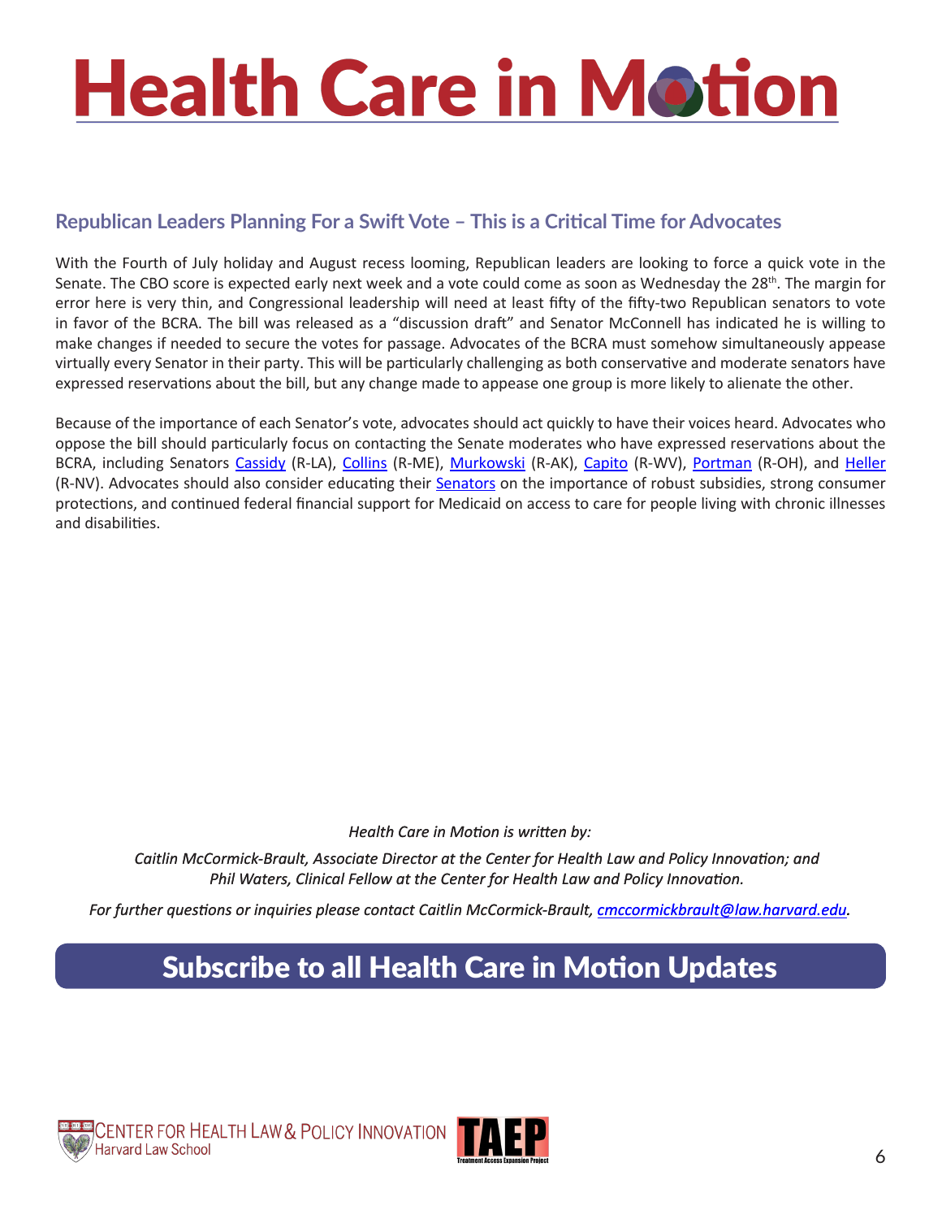# Health Care in Motion

## Republican Leaders Planning For a Swift Vote – This is a Critical Time for Advocates

With the Fourth of July holiday and August recess looming, Republican leaders are looking to force a quick vote in the Senate. The CBO score is expected early next week and a vote could come as soon as Wednesday the 28th. The margin for error here is very thin, and Congressional leadership will need at least fifty of the fifty-two Republican senators to vote in favor of the BCRA. The bill was released as a "discussion draft" and Senator McConnell has indicated he is willing to make changes if needed to secure the votes for passage. Advocates of the BCRA must somehow simultaneously appease virtually every Senator in their party. This will be particularly challenging as both conservative and moderate senators have expressed reservations about the bill, but any change made to appease one group is more likely to alienate the other.

Because of the importance of each Senator's vote, advocates should act quickly to have their voices heard. Advocates who oppose the bill should particularly focus on contacting the Senate moderates who have expressed reservations about the BCRA, including Senators Cassidy (R-LA), Collins (R-ME), Murkowski (R-AK), Capito (R-WV), Portman (R-OH), and Heller (R-NV). Advocates should also consider educating their Senators on the importance of robust subsidies, strong consumer protections, and continued federal financial support for Medicaid on access to care for people living with chronic illnesses and disabilities.

*Health Care in Motion is written by:*

*Caitlin McCormick-Brault, Associate Director at the Center for Health Law and Policy Innovation; and Phil Waters, Clinical Fellow at the Center for Health Law and Policy Innovation.*

*For further questions or inquiries please contact Caitlin McCormick-Brault, cmccormickbrault@law.harvard.edu.*

**Subscribe to all Health Care in Motion Updates**

Center for Health Law & Policy Innovation
Harvard Law School

TAEP
Treatment Access Expansion Project